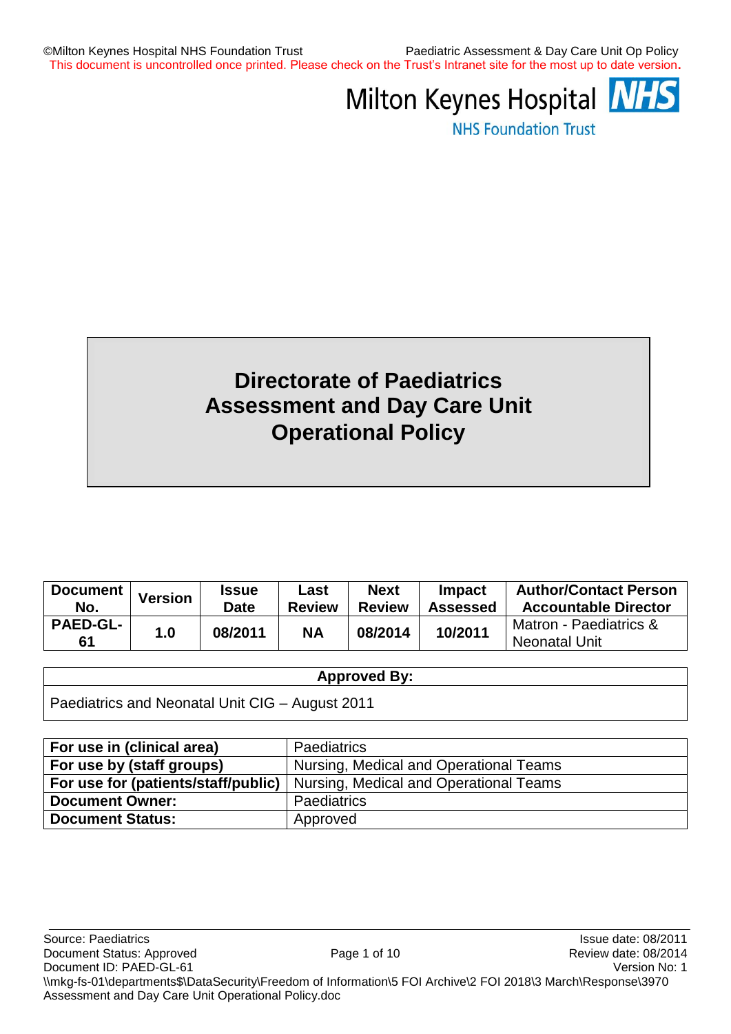Milton Keynes Hospital NHS Foundation Trust

# Directorate of Paediatrics Assessment and Day Care Unit Operational Policy

| Document No. | Version | Issue Date | Last Review | Next Review | Impact Assessed | Author/Contact Person Accountable Director |
|---|---|---|---|---|---|---|
| PAED-GL-61 | 1.0 | 08/2011 | NA | 08/2014 | 10/2011 | Matron - Paediatrics & Neonatal Unit |

| Approved By: |
|---|
| Paediatrics and Neonatal Unit CIG – August 2011 |

| | |
|---|---|
| **For use in (clinical area)** | Paediatrics |
| **For use by (staff groups)** | Nursing, Medical and Operational Teams |
| **For use for (patients/staff/public)** | Nursing, Medical and Operational Teams |
| **Document Owner:** | Paediatrics |
| **Document Status:** | Approved |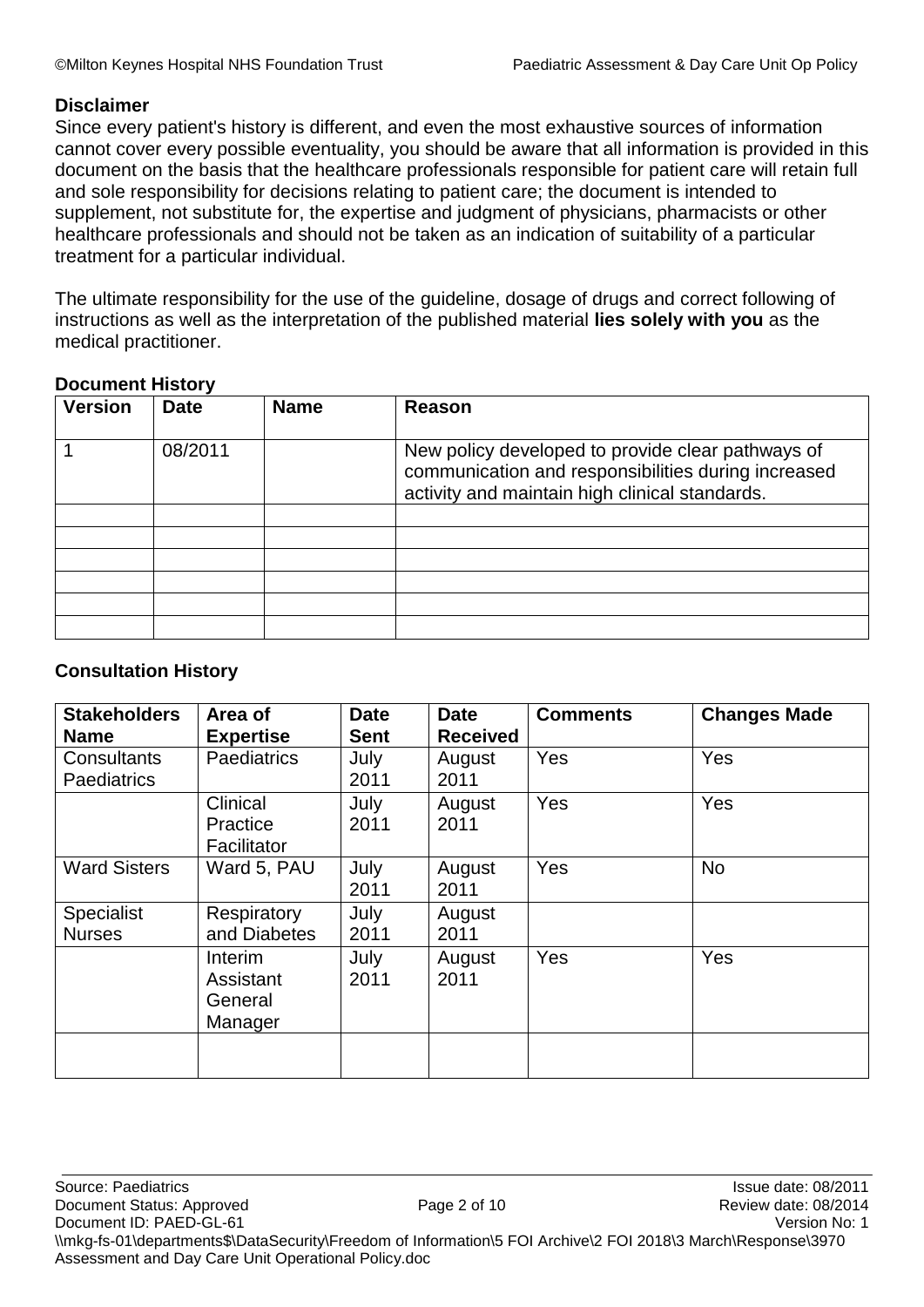**Disclaimer**

Since every patient's history is different, and even the most exhaustive sources of information cannot cover every possible eventuality, you should be aware that all information is provided in this document on the basis that the healthcare professionals responsible for patient care will retain full and sole responsibility for decisions relating to patient care; the document is intended to supplement, not substitute for, the expertise and judgment of physicians, pharmacists or other healthcare professionals and should not be taken as an indication of suitability of a particular treatment for a particular individual.

The ultimate responsibility for the use of the guideline, dosage of drugs and correct following of instructions as well as the interpretation of the published material **lies solely with you** as the medical practitioner.

**Document History**

| Version | Date | Name | Reason |
|---|---|---|---|
| 1 | 08/2011 | | New policy developed to provide clear pathways of communication and responsibilities during increased activity and maintain high clinical standards. |
| | | | |
| | | | |
| | | | |
| | | | |
| | | | |
| | | | |

**Consultation History**

| Stakeholders Name | Area of Expertise | Date Sent | Date Received | Comments | Changes Made |
|---|---|---|---|---|---|
| Consultants Paediatrics | Paediatrics | July 2011 | August 2011 | Yes | Yes |
| | Clinical Practice Facilitator | July 2011 | August 2011 | Yes | Yes |
| Ward Sisters | Ward 5, PAU | July 2011 | August 2011 | Yes | No |
| Specialist Nurses | Respiratory and Diabetes | July 2011 | August 2011 | | |
| | Interim Assistant General Manager | July 2011 | August 2011 | Yes | Yes |
| | | | | | |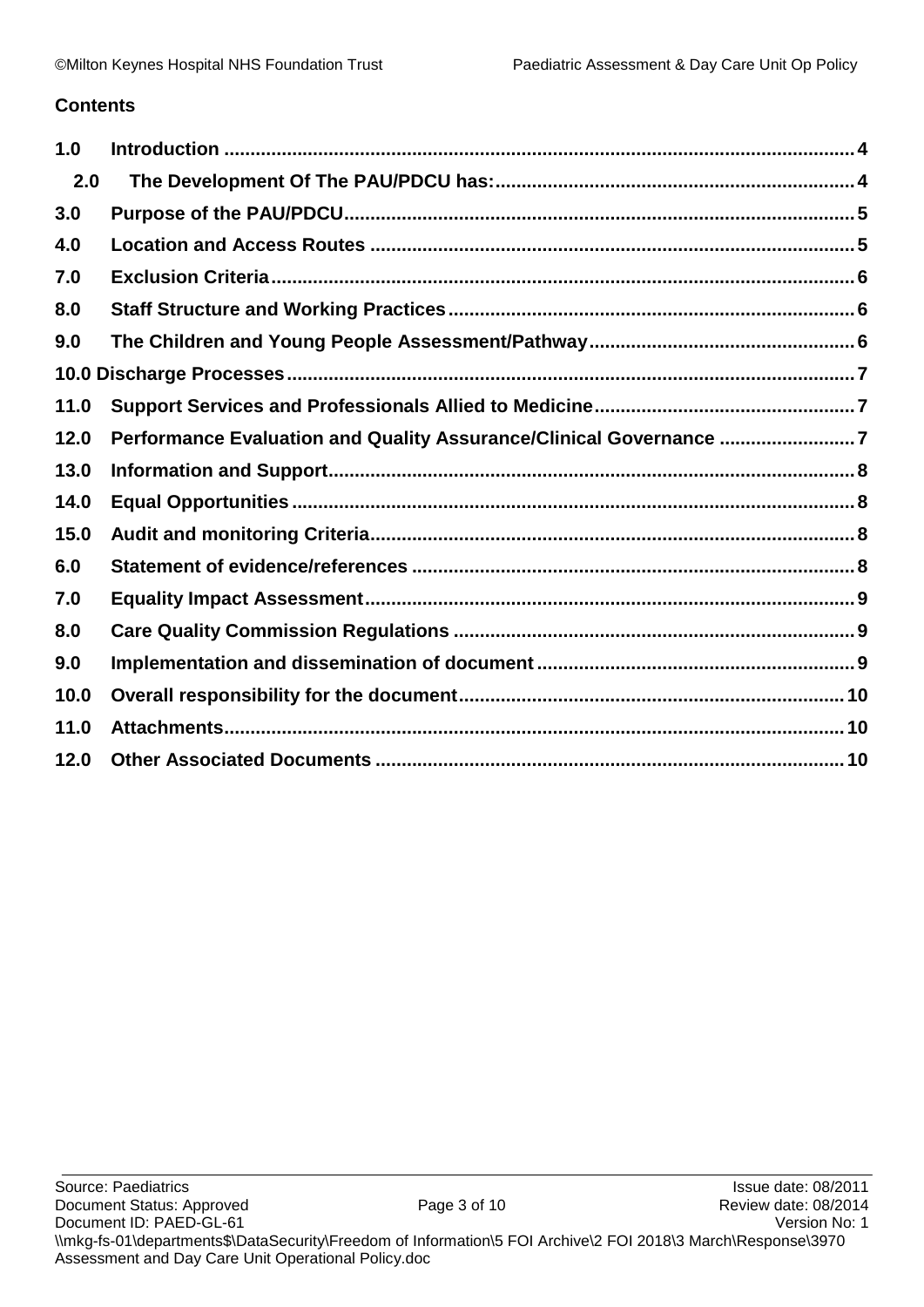**Contents**

| | | |
|---|---|---|
| 1.0 | Introduction | 4 |
| 2.0 | The Development Of The PAU/PDCU has: | 4 |
| 3.0 | Purpose of the PAU/PDCU | 5 |
| 4.0 | Location and Access Routes | 5 |
| 7.0 | Exclusion Criteria | 6 |
| 8.0 | Staff Structure and Working Practices | 6 |
| 9.0 | The Children and Young People Assessment/Pathway | 6 |
| 10.0 | Discharge Processes | 7 |
| 11.0 | Support Services and Professionals Allied to Medicine | 7 |
| 12.0 | Performance Evaluation and Quality Assurance/Clinical Governance | 7 |
| 13.0 | Information and Support | 8 |
| 14.0 | Equal Opportunities | 8 |
| 15.0 | Audit and monitoring Criteria | 8 |
| 6.0 | Statement of evidence/references | 8 |
| 7.0 | Equality Impact Assessment | 9 |
| 8.0 | Care Quality Commission Regulations | 9 |
| 9.0 | Implementation and dissemination of document | 9 |
| 10.0 | Overall responsibility for the document | 10 |
| 11.0 | Attachments | 10 |
| 12.0 | Other Associated Documents | 10 |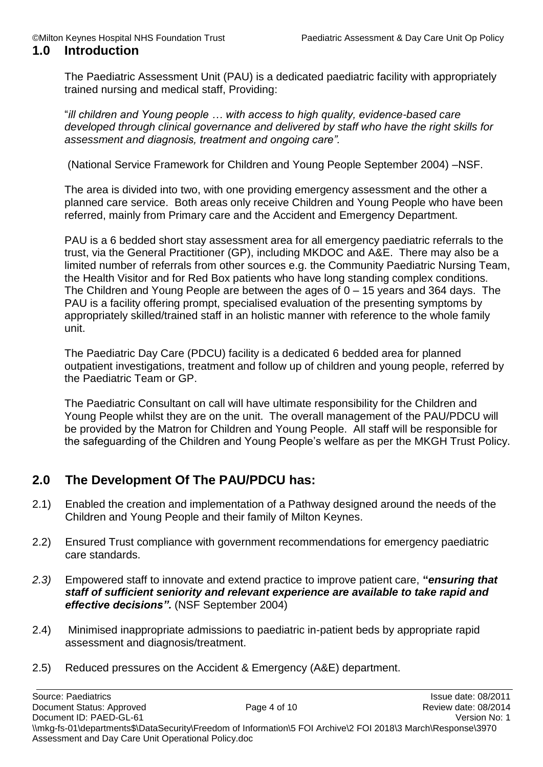## 1.0 Introduction

The Paediatric Assessment Unit (PAU) is a dedicated paediatric facility with appropriately trained nursing and medical staff, Providing:

"*ill children and Young people … with access to high quality, evidence-based care developed through clinical governance and delivered by staff who have the right skills for assessment and diagnosis, treatment and ongoing care".*

(National Service Framework for Children and Young People September 2004) –NSF.

The area is divided into two, with one providing emergency assessment and the other a planned care service. Both areas only receive Children and Young People who have been referred, mainly from Primary care and the Accident and Emergency Department.

PAU is a 6 bedded short stay assessment area for all emergency paediatric referrals to the trust, via the General Practitioner (GP), including MKDOC and A&E. There may also be a limited number of referrals from other sources e.g. the Community Paediatric Nursing Team, the Health Visitor and for Red Box patients who have long standing complex conditions. The Children and Young People are between the ages of 0 – 15 years and 364 days. The PAU is a facility offering prompt, specialised evaluation of the presenting symptoms by appropriately skilled/trained staff in an holistic manner with reference to the whole family unit.

The Paediatric Day Care (PDCU) facility is a dedicated 6 bedded area for planned outpatient investigations, treatment and follow up of children and young people, referred by the Paediatric Team or GP.

The Paediatric Consultant on call will have ultimate responsibility for the Children and Young People whilst they are on the unit. The overall management of the PAU/PDCU will be provided by the Matron for Children and Young People. All staff will be responsible for the safeguarding of the Children and Young People's welfare as per the MKGH Trust Policy.

## 2.0 The Development Of The PAU/PDCU has:

2.1) Enabled the creation and implementation of a Pathway designed around the needs of the Children and Young People and their family of Milton Keynes.

2.2) Ensured Trust compliance with government recommendations for emergency paediatric care standards.

*2.3)* Empowered staff to innovate and extend practice to improve patient care, **"*ensuring that staff of sufficient seniority and relevant experience are available to take rapid and effective decisions".*** (NSF September 2004)

2.4) Minimised inappropriate admissions to paediatric in-patient beds by appropriate rapid assessment and diagnosis/treatment.

2.5) Reduced pressures on the Accident & Emergency (A&E) department.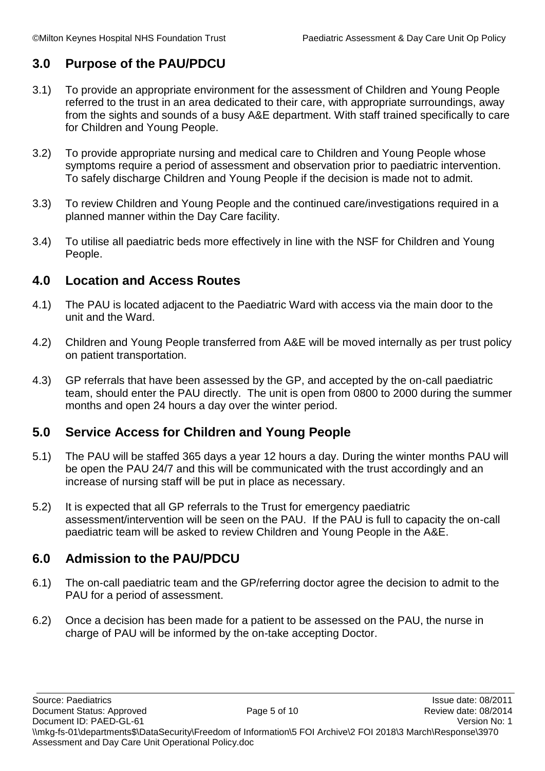## 3.0 Purpose of the PAU/PDCU

3.1) To provide an appropriate environment for the assessment of Children and Young People referred to the trust in an area dedicated to their care, with appropriate surroundings, away from the sights and sounds of a busy A&E department. With staff trained specifically to care for Children and Young People.

3.2) To provide appropriate nursing and medical care to Children and Young People whose symptoms require a period of assessment and observation prior to paediatric intervention. To safely discharge Children and Young People if the decision is made not to admit.

3.3) To review Children and Young People and the continued care/investigations required in a planned manner within the Day Care facility.

3.4) To utilise all paediatric beds more effectively in line with the NSF for Children and Young People.

## 4.0 Location and Access Routes

4.1) The PAU is located adjacent to the Paediatric Ward with access via the main door to the unit and the Ward.

4.2) Children and Young People transferred from A&E will be moved internally as per trust policy on patient transportation.

4.3) GP referrals that have been assessed by the GP, and accepted by the on-call paediatric team, should enter the PAU directly. The unit is open from 0800 to 2000 during the summer months and open 24 hours a day over the winter period.

## 5.0 Service Access for Children and Young People

5.1) The PAU will be staffed 365 days a year 12 hours a day. During the winter months PAU will be open the PAU 24/7 and this will be communicated with the trust accordingly and an increase of nursing staff will be put in place as necessary.

5.2) It is expected that all GP referrals to the Trust for emergency paediatric assessment/intervention will be seen on the PAU. If the PAU is full to capacity the on-call paediatric team will be asked to review Children and Young People in the A&E.

## 6.0 Admission to the PAU/PDCU

6.1) The on-call paediatric team and the GP/referring doctor agree the decision to admit to the PAU for a period of assessment.

6.2) Once a decision has been made for a patient to be assessed on the PAU, the nurse in charge of PAU will be informed by the on-take accepting Doctor.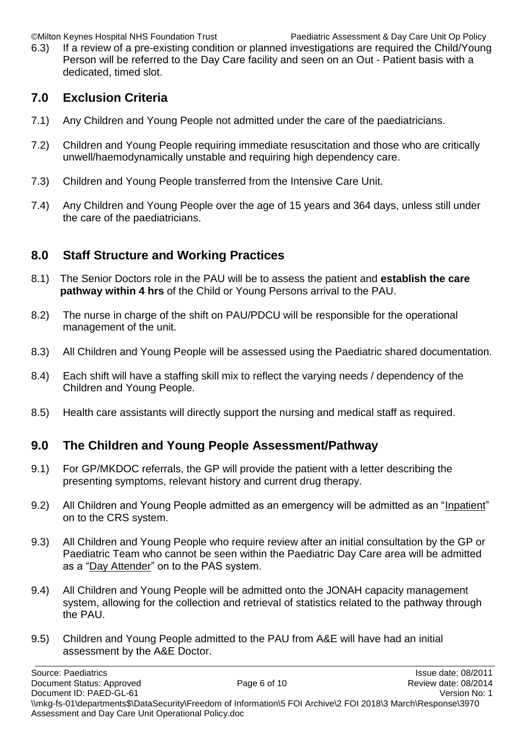6.3) If a review of a pre-existing condition or planned investigations are required the Child/Young Person will be referred to the Day Care facility and seen on an Out - Patient basis with a dedicated, timed slot.

## 7.0 Exclusion Criteria

7.1) Any Children and Young People not admitted under the care of the paediatricians.

7.2) Children and Young People requiring immediate resuscitation and those who are critically unwell/haemodynamically unstable and requiring high dependency care.

7.3) Children and Young People transferred from the Intensive Care Unit.

7.4) Any Children and Young People over the age of 15 years and 364 days, unless still under the care of the paediatricians.

## 8.0 Staff Structure and Working Practices

8.1) The Senior Doctors role in the PAU will be to assess the patient and **establish the care pathway within 4 hrs** of the Child or Young Persons arrival to the PAU.

8.2) The nurse in charge of the shift on PAU/PDCU will be responsible for the operational management of the unit.

8.3) All Children and Young People will be assessed using the Paediatric shared documentation.

8.4) Each shift will have a staffing skill mix to reflect the varying needs / dependency of the Children and Young People.

8.5) Health care assistants will directly support the nursing and medical staff as required.

## 9.0 The Children and Young People Assessment/Pathway

9.1) For GP/MKDOC referrals, the GP will provide the patient with a letter describing the presenting symptoms, relevant history and current drug therapy.

9.2) All Children and Young People admitted as an emergency will be admitted as an "Inpatient" on to the CRS system.

9.3) All Children and Young People who require review after an initial consultation by the GP or Paediatric Team who cannot be seen within the Paediatric Day Care area will be admitted as a "Day Attender" on to the PAS system.

9.4) All Children and Young People will be admitted onto the JONAH capacity management system, allowing for the collection and retrieval of statistics related to the pathway through the PAU.

9.5) Children and Young People admitted to the PAU from A&E will have had an initial assessment by the A&E Doctor.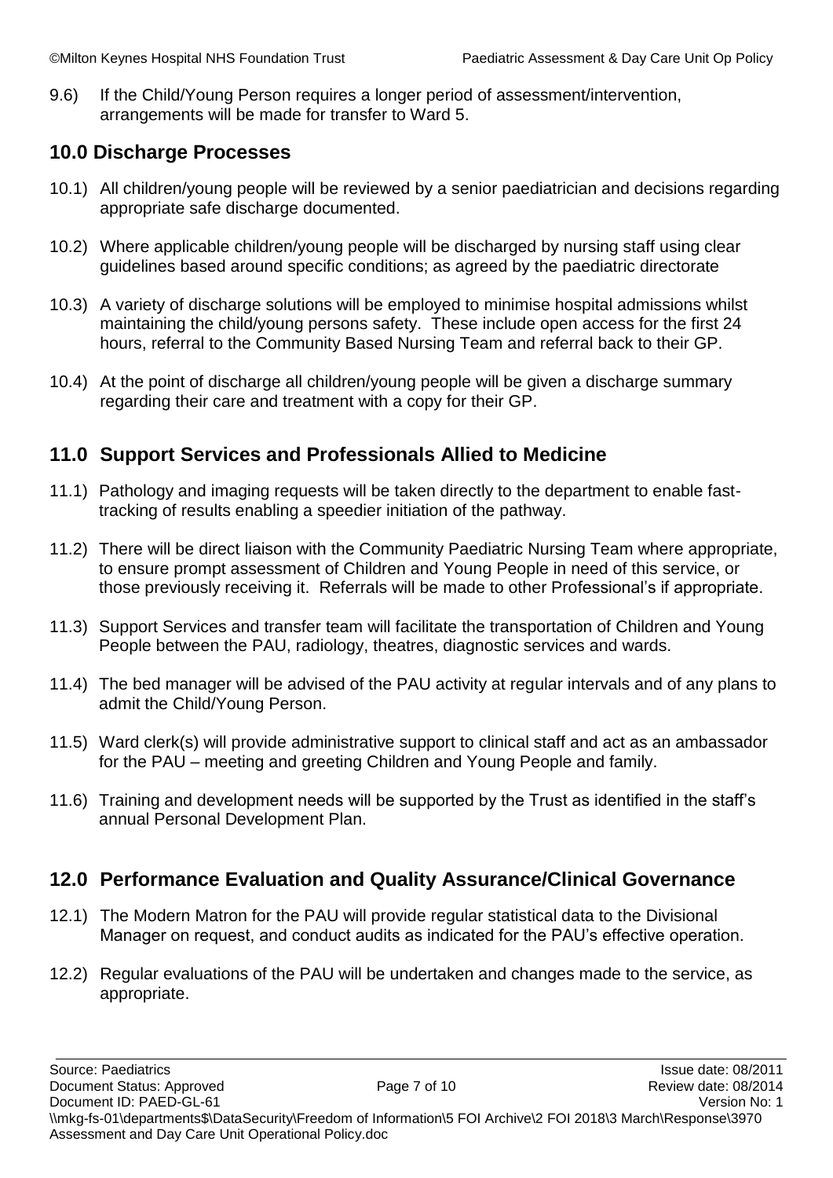9.6) If the Child/Young Person requires a longer period of assessment/intervention, arrangements will be made for transfer to Ward 5.

## 10.0 Discharge Processes

10.1) All children/young people will be reviewed by a senior paediatrician and decisions regarding appropriate safe discharge documented.

10.2) Where applicable children/young people will be discharged by nursing staff using clear guidelines based around specific conditions; as agreed by the paediatric directorate

10.3) A variety of discharge solutions will be employed to minimise hospital admissions whilst maintaining the child/young persons safety. These include open access for the first 24 hours, referral to the Community Based Nursing Team and referral back to their GP.

10.4) At the point of discharge all children/young people will be given a discharge summary regarding their care and treatment with a copy for their GP.

## 11.0 Support Services and Professionals Allied to Medicine

11.1) Pathology and imaging requests will be taken directly to the department to enable fast-tracking of results enabling a speedier initiation of the pathway.

11.2) There will be direct liaison with the Community Paediatric Nursing Team where appropriate, to ensure prompt assessment of Children and Young People in need of this service, or those previously receiving it. Referrals will be made to other Professional's if appropriate.

11.3) Support Services and transfer team will facilitate the transportation of Children and Young People between the PAU, radiology, theatres, diagnostic services and wards.

11.4) The bed manager will be advised of the PAU activity at regular intervals and of any plans to admit the Child/Young Person.

11.5) Ward clerk(s) will provide administrative support to clinical staff and act as an ambassador for the PAU – meeting and greeting Children and Young People and family.

11.6) Training and development needs will be supported by the Trust as identified in the staff's annual Personal Development Plan.

## 12.0 Performance Evaluation and Quality Assurance/Clinical Governance

12.1) The Modern Matron for the PAU will provide regular statistical data to the Divisional Manager on request, and conduct audits as indicated for the PAU's effective operation.

12.2) Regular evaluations of the PAU will be undertaken and changes made to the service, as appropriate.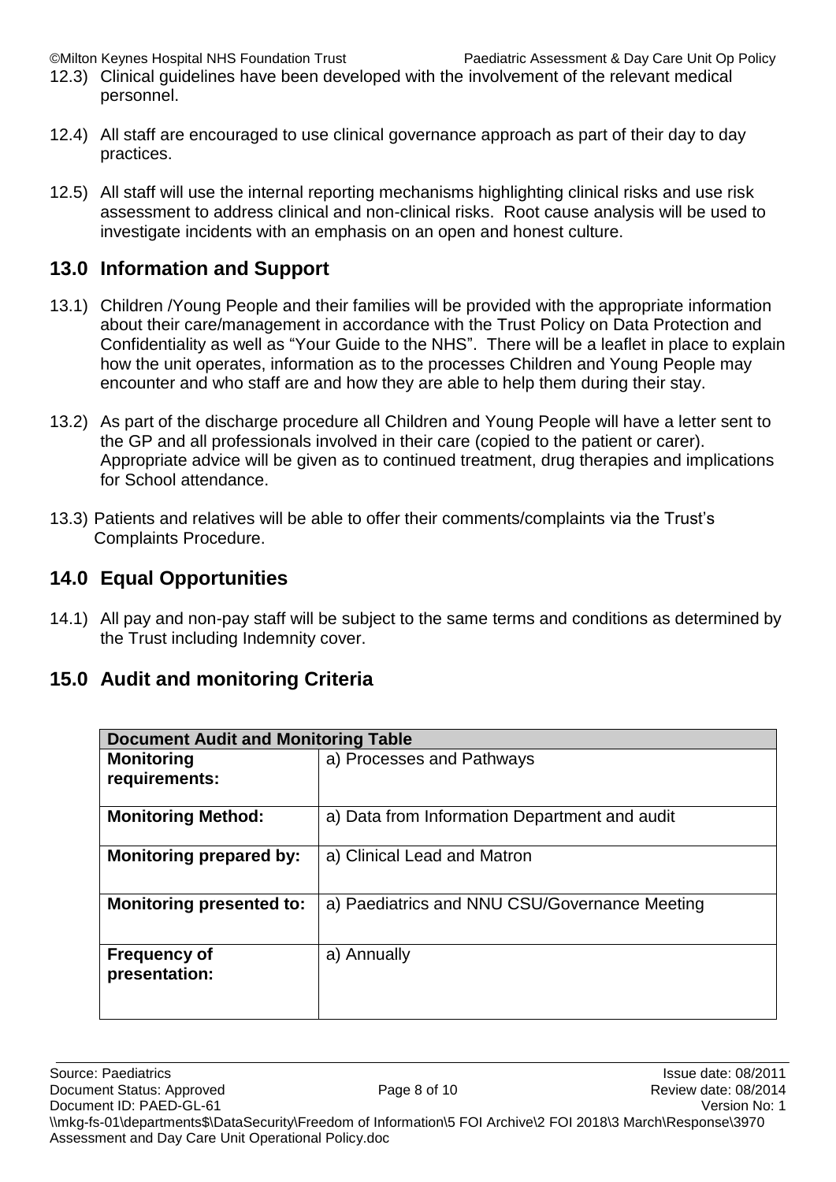12.3) Clinical guidelines have been developed with the involvement of the relevant medical personnel.

12.4) All staff are encouraged to use clinical governance approach as part of their day to day practices.

12.5) All staff will use the internal reporting mechanisms highlighting clinical risks and use risk assessment to address clinical and non-clinical risks. Root cause analysis will be used to investigate incidents with an emphasis on an open and honest culture.

## 13.0 Information and Support

13.1) Children /Young People and their families will be provided with the appropriate information about their care/management in accordance with the Trust Policy on Data Protection and Confidentiality as well as “Your Guide to the NHS”. There will be a leaflet in place to explain how the unit operates, information as to the processes Children and Young People may encounter and who staff are and how they are able to help them during their stay.

13.2) As part of the discharge procedure all Children and Young People will have a letter sent to the GP and all professionals involved in their care (copied to the patient or carer). Appropriate advice will be given as to continued treatment, drug therapies and implications for School attendance.

13.3) Patients and relatives will be able to offer their comments/complaints via the Trust’s Complaints Procedure.

## 14.0 Equal Opportunities

14.1) All pay and non-pay staff will be subject to the same terms and conditions as determined by the Trust including Indemnity cover.

## 15.0 Audit and monitoring Criteria

| Document Audit and Monitoring Table | |
|---|---|
| **Monitoring requirements:** | a) Processes and Pathways |
| **Monitoring Method:** | a) Data from Information Department and audit |
| **Monitoring prepared by:** | a) Clinical Lead and Matron |
| **Monitoring presented to:** | a) Paediatrics and NNU CSU/Governance Meeting |
| **Frequency of presentation:** | a) Annually |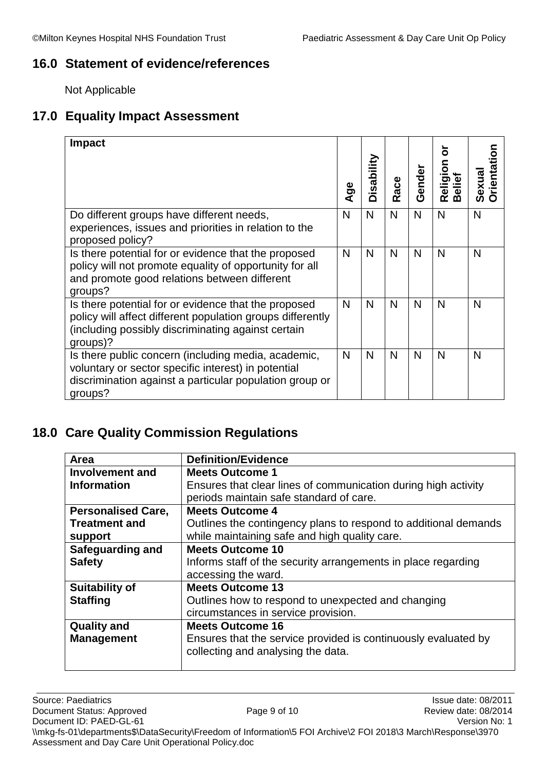## 16.0 Statement of evidence/references

Not Applicable

## 17.0 Equality Impact Assessment

| Impact | Age | Disability | Race | Gender | Religion or Belief | Sexual Orientation |
|---|---|---|---|---|---|---|
| Do different groups have different needs, experiences, issues and priorities in relation to the proposed policy? | N | N | N | N | N | N |
| Is there potential for or evidence that the proposed policy will not promote equality of opportunity for all and promote good relations between different groups? | N | N | N | N | N | N |
| Is there potential for or evidence that the proposed policy will affect different population groups differently (including possibly discriminating against certain groups)? | N | N | N | N | N | N |
| Is there public concern (including media, academic, voluntary or sector specific interest) in potential discrimination against a particular population group or groups? | N | N | N | N | N | N |

## 18.0 Care Quality Commission Regulations

| Area | Definition/Evidence |
|---|---|
| **Involvement and Information** | **Meets Outcome 1**<br>Ensures that clear lines of communication during high activity periods maintain safe standard of care. |
| **Personalised Care, Treatment and support** | **Meets Outcome 4**<br>Outlines the contingency plans to respond to additional demands while maintaining safe and high quality care. |
| **Safeguarding and Safety** | **Meets Outcome 10**<br>Informs staff of the security arrangements in place regarding accessing the ward. |
| **Suitability of Staffing** | **Meets Outcome 13**<br>Outlines how to respond to unexpected and changing circumstances in service provision. |
| **Quality and Management** | **Meets Outcome 16**<br>Ensures that the service provided is continuously evaluated by collecting and analysing the data. |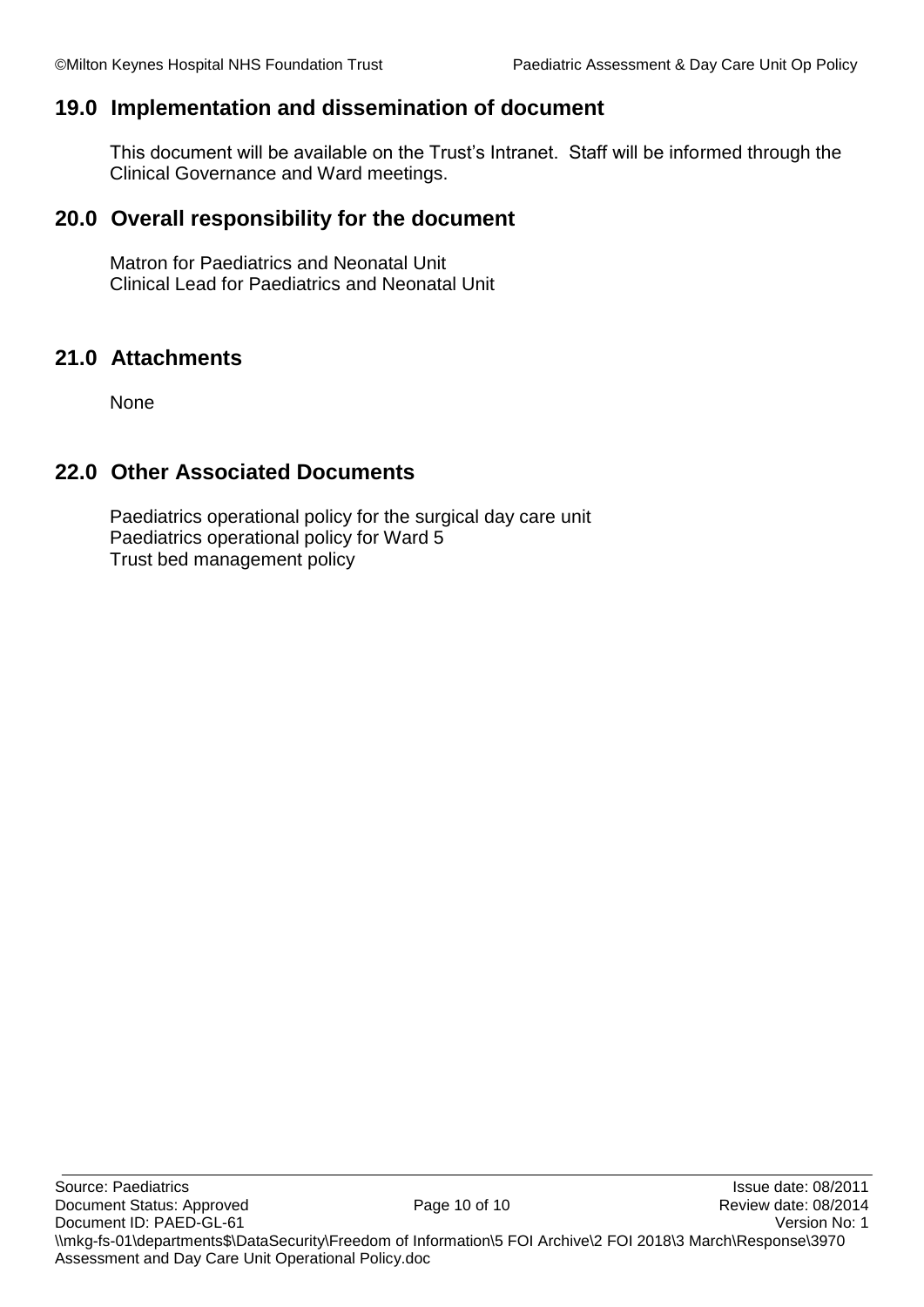## 19.0 Implementation and dissemination of document

This document will be available on the Trust's Intranet. Staff will be informed through the Clinical Governance and Ward meetings.

## 20.0 Overall responsibility for the document

Matron for Paediatrics and Neonatal Unit
Clinical Lead for Paediatrics and Neonatal Unit

## 21.0 Attachments

None

## 22.0 Other Associated Documents

Paediatrics operational policy for the surgical day care unit
Paediatrics operational policy for Ward 5
Trust bed management policy